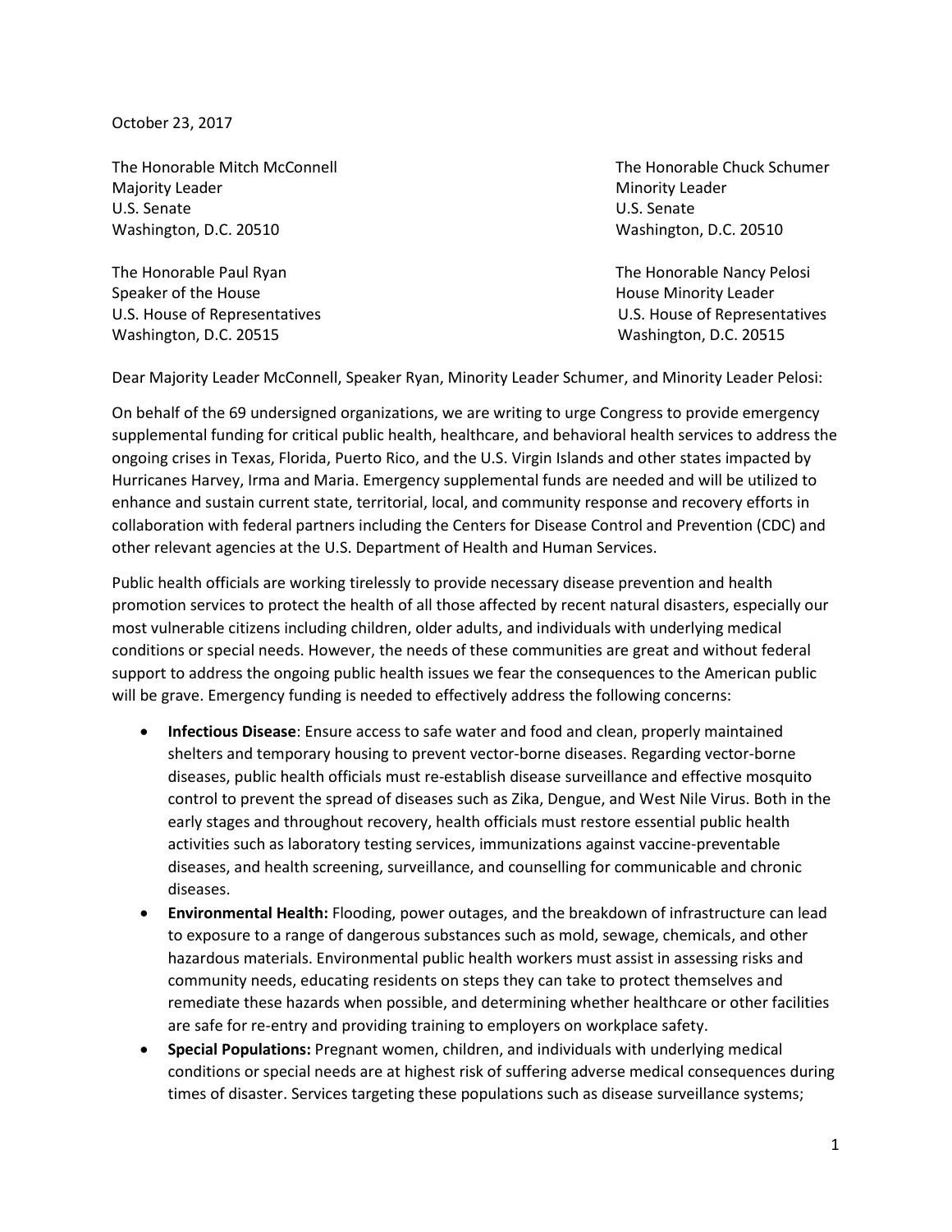October 23, 2017

The Honorable Mitch McConnell
Majority Leader
U.S. Senate
Washington, D.C. 20510

The Honorable Chuck Schumer
Minority Leader
U.S. Senate
Washington, D.C. 20510

The Honorable Paul Ryan
Speaker of the House
U.S. House of Representatives
Washington, D.C. 20515

The Honorable Nancy Pelosi
House Minority Leader
U.S. House of Representatives
Washington, D.C. 20515

Dear Majority Leader McConnell, Speaker Ryan, Minority Leader Schumer, and Minority Leader Pelosi:

On behalf of the 69 undersigned organizations, we are writing to urge Congress to provide emergency supplemental funding for critical public health, healthcare, and behavioral health services to address the ongoing crises in Texas, Florida, Puerto Rico, and the U.S. Virgin Islands and other states impacted by Hurricanes Harvey, Irma and Maria. Emergency supplemental funds are needed and will be utilized to enhance and sustain current state, territorial, local, and community response and recovery efforts in collaboration with federal partners including the Centers for Disease Control and Prevention (CDC) and other relevant agencies at the U.S. Department of Health and Human Services.

Public health officials are working tirelessly to provide necessary disease prevention and health promotion services to protect the health of all those affected by recent natural disasters, especially our most vulnerable citizens including children, older adults, and individuals with underlying medical conditions or special needs. However, the needs of these communities are great and without federal support to address the ongoing public health issues we fear the consequences to the American public will be grave. Emergency funding is needed to effectively address the following concerns:

- **Infectious Disease**: Ensure access to safe water and food and clean, properly maintained shelters and temporary housing to prevent vector-borne diseases. Regarding vector-borne diseases, public health officials must re-establish disease surveillance and effective mosquito control to prevent the spread of diseases such as Zika, Dengue, and West Nile Virus. Both in the early stages and throughout recovery, health officials must restore essential public health activities such as laboratory testing services, immunizations against vaccine-preventable diseases, and health screening, surveillance, and counselling for communicable and chronic diseases.
- **Environmental Health:** Flooding, power outages, and the breakdown of infrastructure can lead to exposure to a range of dangerous substances such as mold, sewage, chemicals, and other hazardous materials. Environmental public health workers must assist in assessing risks and community needs, educating residents on steps they can take to protect themselves and remediate these hazards when possible, and determining whether healthcare or other facilities are safe for re-entry and providing training to employers on workplace safety.
- **Special Populations:** Pregnant women, children, and individuals with underlying medical conditions or special needs are at highest risk of suffering adverse medical consequences during times of disaster. Services targeting these populations such as disease surveillance systems;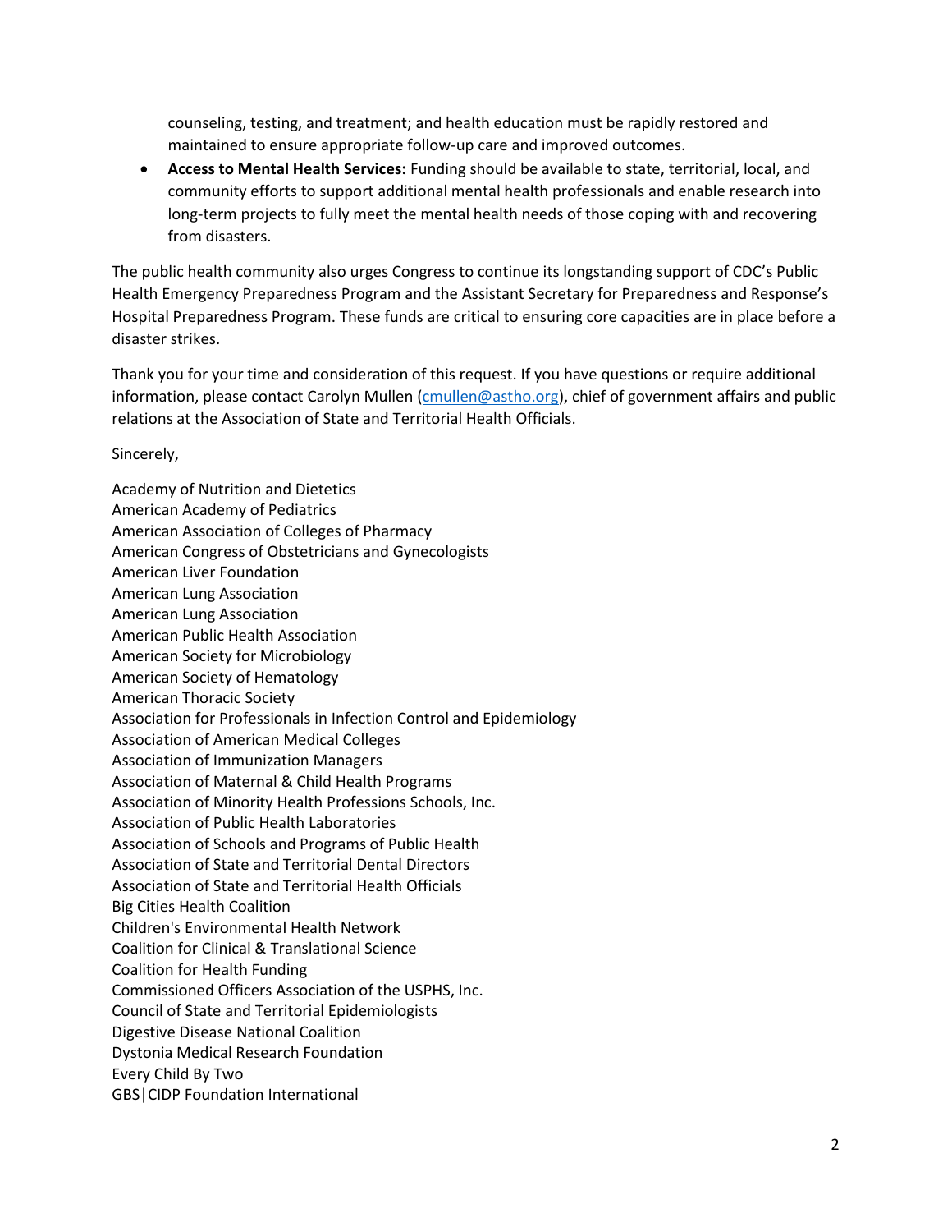counseling, testing, and treatment; and health education must be rapidly restored and maintained to ensure appropriate follow-up care and improved outcomes.

- **Access to Mental Health Services:** Funding should be available to state, territorial, local, and community efforts to support additional mental health professionals and enable research into long-term projects to fully meet the mental health needs of those coping with and recovering from disasters.

The public health community also urges Congress to continue its longstanding support of CDC's Public Health Emergency Preparedness Program and the Assistant Secretary for Preparedness and Response's Hospital Preparedness Program. These funds are critical to ensuring core capacities are in place before a disaster strikes.

Thank you for your time and consideration of this request. If you have questions or require additional information, please contact Carolyn Mullen (cmullen@astho.org), chief of government affairs and public relations at the Association of State and Territorial Health Officials.

Sincerely,

Academy of Nutrition and Dietetics
American Academy of Pediatrics
American Association of Colleges of Pharmacy
American Congress of Obstetricians and Gynecologists
American Liver Foundation
American Lung Association
American Lung Association
American Public Health Association
American Society for Microbiology
American Society of Hematology
American Thoracic Society
Association for Professionals in Infection Control and Epidemiology
Association of American Medical Colleges
Association of Immunization Managers
Association of Maternal & Child Health Programs
Association of Minority Health Professions Schools, Inc.
Association of Public Health Laboratories
Association of Schools and Programs of Public Health
Association of State and Territorial Dental Directors
Association of State and Territorial Health Officials
Big Cities Health Coalition
Children's Environmental Health Network
Coalition for Clinical & Translational Science
Coalition for Health Funding
Commissioned Officers Association of the USPHS, Inc.
Council of State and Territorial Epidemiologists
Digestive Disease National Coalition
Dystonia Medical Research Foundation
Every Child By Two
GBS|CIDP Foundation International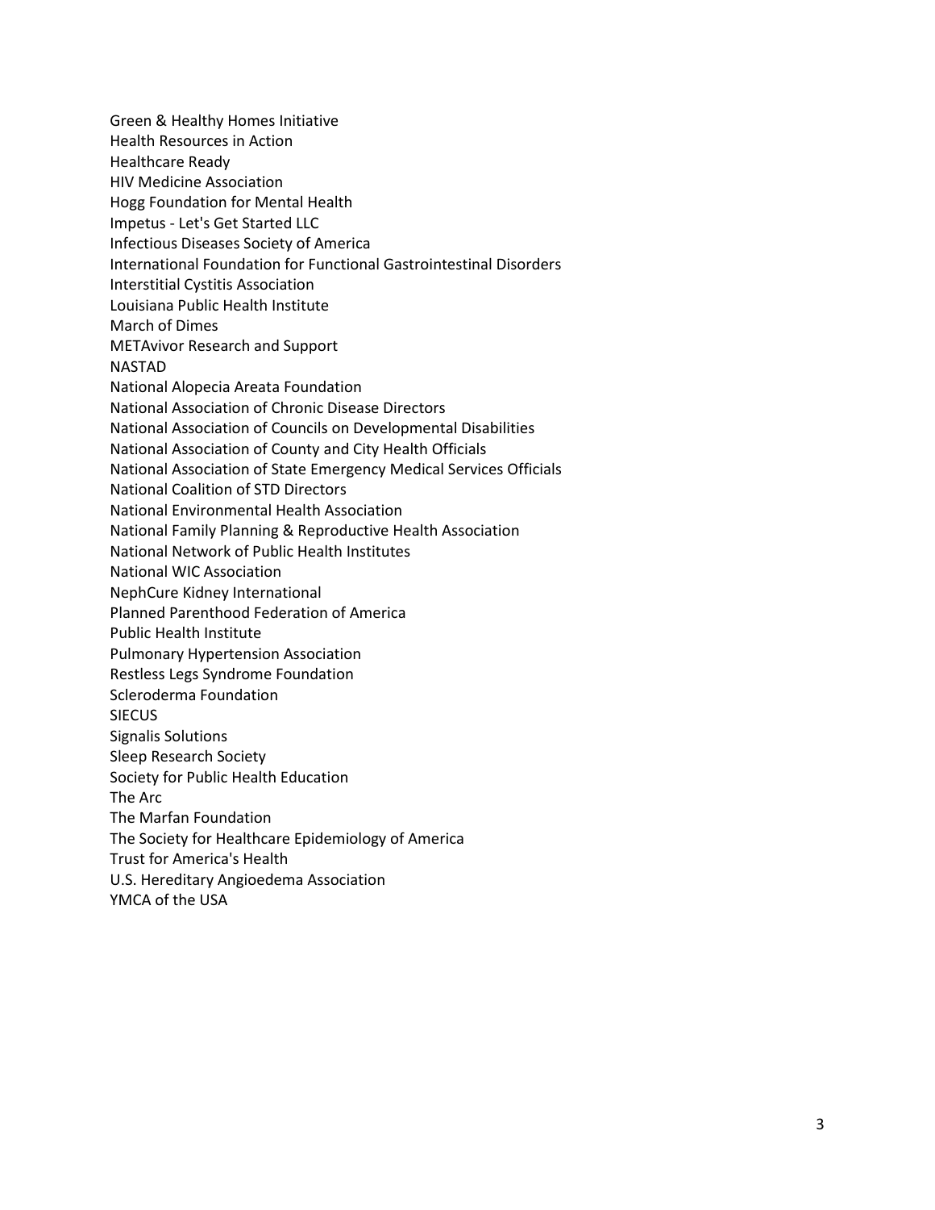Green & Healthy Homes Initiative
Health Resources in Action
Healthcare Ready
HIV Medicine Association
Hogg Foundation for Mental Health
Impetus - Let's Get Started LLC
Infectious Diseases Society of America
International Foundation for Functional Gastrointestinal Disorders
Interstitial Cystitis Association
Louisiana Public Health Institute
March of Dimes
METAvivor Research and Support
NASTAD
National Alopecia Areata Foundation
National Association of Chronic Disease Directors
National Association of Councils on Developmental Disabilities
National Association of County and City Health Officials
National Association of State Emergency Medical Services Officials
National Coalition of STD Directors
National Environmental Health Association
National Family Planning & Reproductive Health Association
National Network of Public Health Institutes
National WIC Association
NephCure Kidney International
Planned Parenthood Federation of America
Public Health Institute
Pulmonary Hypertension Association
Restless Legs Syndrome Foundation
Scleroderma Foundation
SIECUS
Signalis Solutions
Sleep Research Society
Society for Public Health Education
The Arc
The Marfan Foundation
The Society for Healthcare Epidemiology of America
Trust for America's Health
U.S. Hereditary Angioedema Association
YMCA of the USA